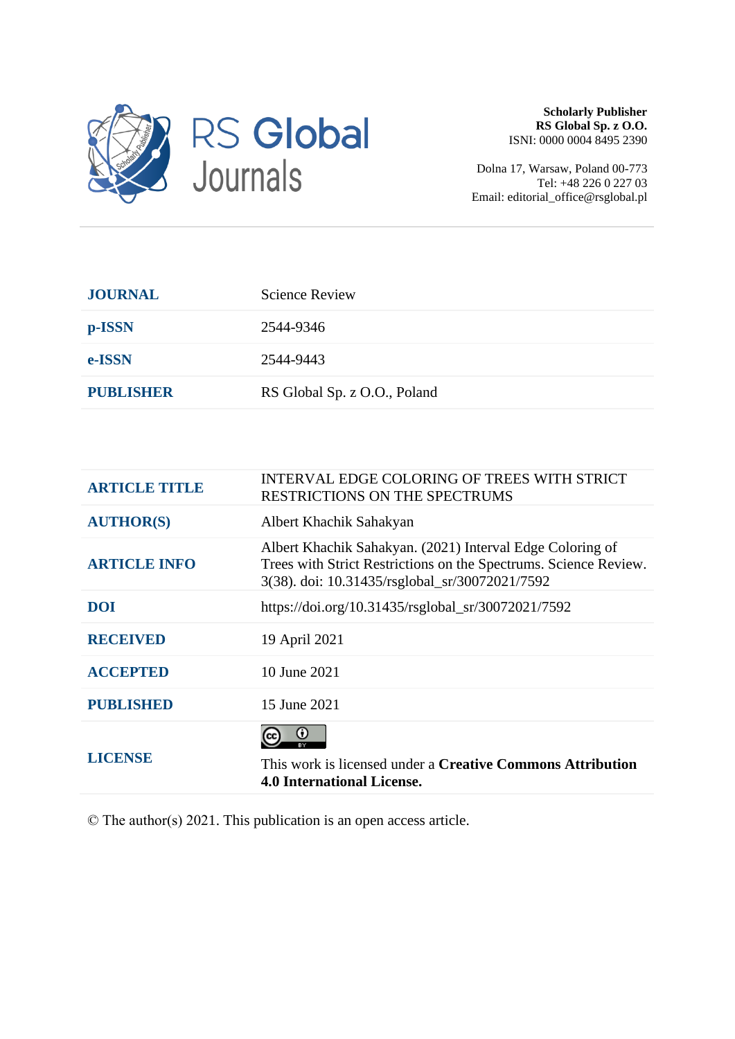RS Global Journals

**Scholarly Publisher**
**RS Global Sp. z O.O.**
ISNI: 0000 0004 8495 2390

Dolna 17, Warsaw, Poland 00-773
Tel: +48 226 0 227 03
Email: editorial_office@rsglobal.pl

| | |
|---|---|
| **JOURNAL** | Science Review |
| **p-ISSN** | 2544-9346 |
| **e-ISSN** | 2544-9443 |
| **PUBLISHER** | RS Global Sp. z O.O., Poland |

| | |
|---|---|
| **ARTICLE TITLE** | INTERVAL EDGE COLORING OF TREES WITH STRICT RESTRICTIONS ON THE SPECTRUMS |
| **AUTHOR(S)** | Albert Khachik Sahakyan |
| **ARTICLE INFO** | Albert Khachik Sahakyan. (2021) Interval Edge Coloring of Trees with Strict Restrictions on the Spectrums. Science Review. 3(38). doi: 10.31435/rsglobal_sr/30072021/7592 |
| **DOI** | https://doi.org/10.31435/rsglobal_sr/30072021/7592 |
| **RECEIVED** | 19 April 2021 |
| **ACCEPTED** | 10 June 2021 |
| **PUBLISHED** | 15 June 2021 |
| **LICENSE** | This work is licensed under a **Creative Commons Attribution 4.0 International License.** |

© The author(s) 2021. This publication is an open access article.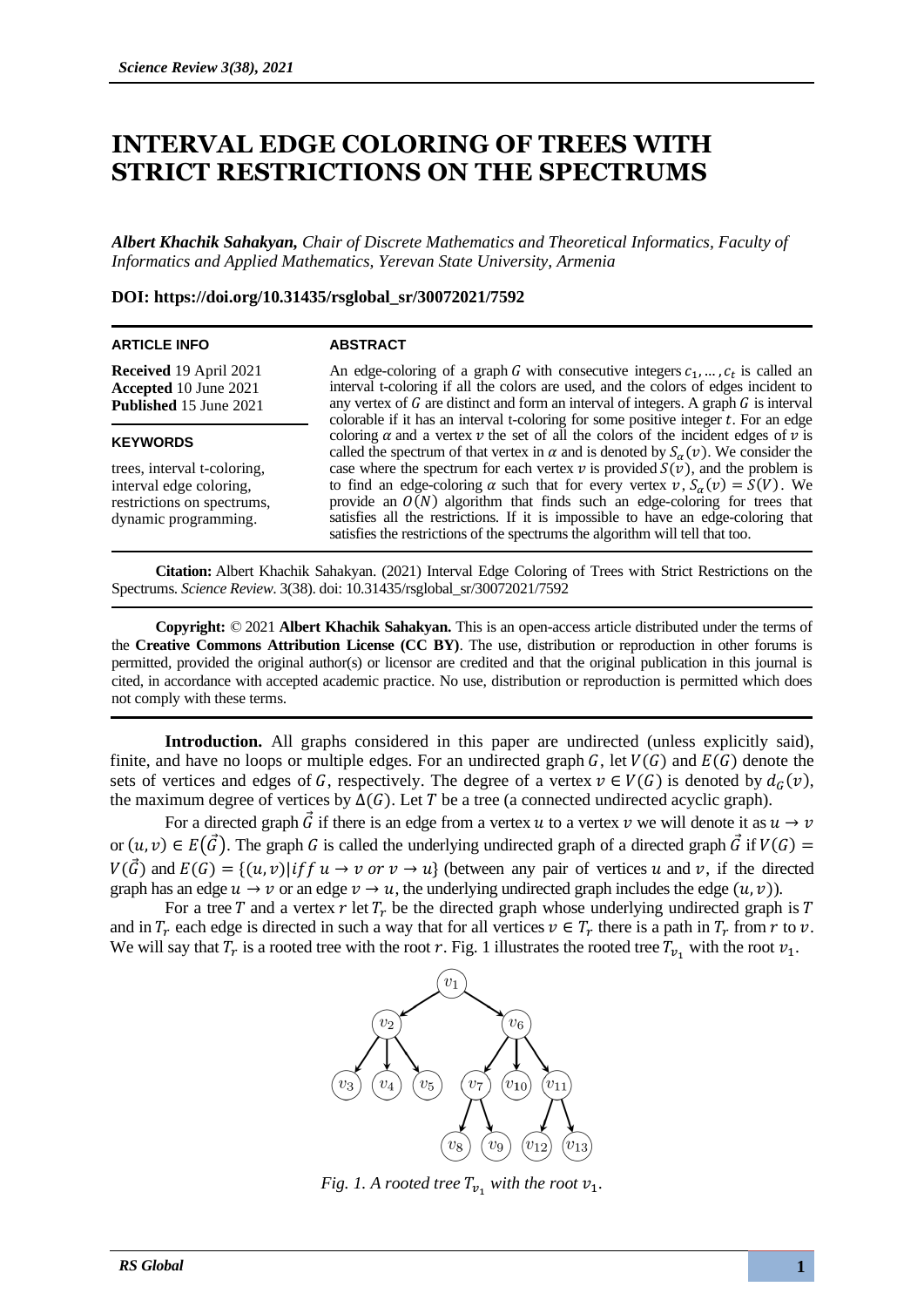# INTERVAL EDGE COLORING OF TREES WITH STRICT RESTRICTIONS ON THE SPECTRUMS

***Albert Khachik Sahakyan,*** *Chair of Discrete Mathematics and Theoretical Informatics, Faculty of Informatics and Applied Mathematics, Yerevan State University, Armenia*

**DOI: https://doi.org/10.31435/rsglobal_sr/30072021/7592**

**ARTICLE INFO**

**Received** 19 April 2021
**Accepted** 10 June 2021
**Published** 15 June 2021

**KEYWORDS**

trees, interval t-coloring, interval edge coloring, restrictions on spectrums, dynamic programming.

**ABSTRACT**

An edge-coloring of a graph $G$ with consecutive integers $c_1, \dots, c_t$ is called an interval t-coloring if all the colors are used, and the colors of edges incident to any vertex of $G$ are distinct and form an interval of integers. A graph $G$ is interval colorable if it has an interval t-coloring for some positive integer $t$. For an edge coloring $\alpha$ and a vertex $v$ the set of all the colors of the incident edges of $v$ is called the spectrum of that vertex in $\alpha$ and is denoted by $S_\alpha(v)$. We consider the case where the spectrum for each vertex $v$ is provided $S(v)$, and the problem is to find an edge-coloring $\alpha$ such that for every vertex $v$, $S_\alpha(v) = S(V)$. We provide an $O(N)$ algorithm that finds such an edge-coloring for trees that satisfies all the restrictions. If it is impossible to have an edge-coloring that satisfies the restrictions of the spectrums the algorithm will tell that too.

**Citation:** Albert Khachik Sahakyan. (2021) Interval Edge Coloring of Trees with Strict Restrictions on the Spectrums. *Science Review*. 3(38). doi: 10.31435/rsglobal_sr/30072021/7592

**Copyright:** © 2021 **Albert Khachik Sahakyan.** This is an open-access article distributed under the terms of the **Creative Commons Attribution License (CC BY)**. The use, distribution or reproduction in other forums is permitted, provided the original author(s) or licensor are credited and that the original publication in this journal is cited, in accordance with accepted academic practice. No use, distribution or reproduction is permitted which does not comply with these terms.

**Introduction.** All graphs considered in this paper are undirected (unless explicitly said), finite, and have no loops or multiple edges. For an undirected graph $G$, let $V(G)$ and $E(G)$ denote the sets of vertices and edges of $G$, respectively. The degree of a vertex $v \in V(G)$ is denoted by $d_G(v)$, the maximum degree of vertices by $\Delta(G)$. Let $T$ be a tree (a connected undirected acyclic graph).

For a directed graph $\vec{G}$ if there is an edge from a vertex $u$ to a vertex $v$ we will denote it as $u \to v$ or $(u, v) \in E(\vec{G})$. The graph $G$ is called the underlying undirected graph of a directed graph $\vec{G}$ if $V(G) = V(\vec{G})$ and $E(G) = \{(u, v) | iff\ u \to v\ or\ v \to u\}$ (between any pair of vertices $u$ and $v$, if the directed graph has an edge $u \to v$ or an edge $v \to u$, the underlying undirected graph includes the edge $(u, v)$).

For a tree $T$ and a vertex $r$ let $T_r$ be the directed graph whose underlying undirected graph is $T$ and in $T_r$ each edge is directed in such a way that for all vertices $v \in T_r$ there is a path in $T_r$ from $r$ to $v$. We will say that $T_r$ is a rooted tree with the root $r$. Fig. 1 illustrates the rooted tree $T_{v_1}$ with the root $v_1$.

*Fig. 1. A rooted tree $T_{v_1}$ with the root $v_1$.*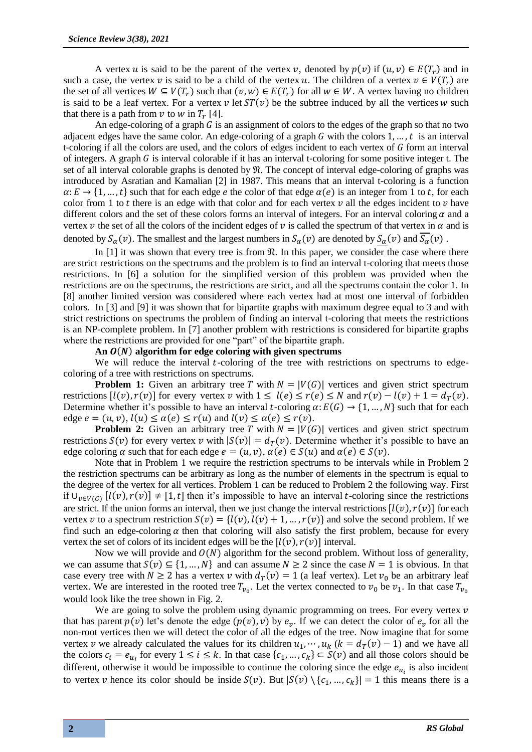A vertex $u$ is said to be the parent of the vertex $v$, denoted by $p(v)$ if $(u,v) \in E(T_r)$ and in such a case, the vertex $v$ is said to be a child of the vertex $u$. The children of a vertex $v \in V(T_r)$ are the set of all vertices $W \subseteq V(T_r)$ such that $(v,w) \in E(T_r)$ for all $w \in W$. A vertex having no children is said to be a leaf vertex. For a vertex $v$ let $ST(v)$ be the subtree induced by all the vertices $w$ such that there is a path from $v$ to $w$ in $T_r$ [4].

An edge-coloring of a graph $G$ is an assignment of colors to the edges of the graph so that no two adjacent edges have the same color. An edge-coloring of a graph $G$ with the colors $1, \dots, t$ is an interval t-coloring if all the colors are used, and the colors of edges incident to each vertex of $G$ form an interval of integers. A graph $G$ is interval colorable if it has an interval t-coloring for some positive integer t. The set of all interval colorable graphs is denoted by $\mathfrak{N}$. The concept of interval edge-coloring of graphs was introduced by Asratian and Kamalian [2] in 1987. This means that an interval t-coloring is a function $\alpha: E \to \{1, \dots, t\}$ such that for each edge $e$ the color of that edge $\alpha(e)$ is an integer from 1 to $t$, for each color from 1 to $t$ there is an edge with that color and for each vertex $v$ all the edges incident to $v$ have different colors and the set of these colors forms an interval of integers. For an interval coloring $\alpha$ and a vertex $v$ the set of all the colors of the incident edges of $v$ is called the spectrum of that vertex in $\alpha$ and is denoted by $S_\alpha(v)$. The smallest and the largest numbers in $S_\alpha(v)$ are denoted by $\underline{S_\alpha}(v)$ and $\overline{S_\alpha}(v)$ .

In [1] it was shown that every tree is from $\mathfrak{N}$. In this paper, we consider the case where there are strict restrictions on the spectrums and the problem is to find an interval t-coloring that meets those restrictions. In [6] a solution for the simplified version of this problem was provided when the restrictions are on the spectrums, the restrictions are strict, and all the spectrums contain the color 1. In [8] another limited version was considered where each vertex had at most one interval of forbidden colors. In [3] and [9] it was shown that for bipartite graphs with maximum degree equal to 3 and with strict restrictions on spectrums the problem of finding an interval t-coloring that meets the restrictions is an NP-complete problem. In [7] another problem with restrictions is considered for bipartite graphs where the restrictions are provided for one "part" of the bipartite graph.

**An $O(N)$ algorithm for edge coloring with given spectrums**

We will reduce the interval $t$-coloring of the tree with restrictions on spectrums to edge-coloring of a tree with restrictions on spectrums.

**Problem 1:** Given an arbitrary tree $T$ with $N = |V(G)|$ vertices and given strict spectrum restrictions $[l(v), r(v)]$ for every vertex $v$ with $1 \le l(e) \le r(e) \le N$ and $r(v) - l(v) + 1 = d_T(v)$. Determine whether it's possible to have an interval $t$-coloring $\alpha: E(G) \to \{1, \dots, N\}$ such that for each edge $e = (u,v)$, $l(u) \le \alpha(e) \le r(u)$ and $l(v) \le \alpha(e) \le r(v)$.

**Problem 2:** Given an arbitrary tree $T$ with $N = |V(G)|$ vertices and given strict spectrum restrictions $S(v)$ for every vertex $v$ with $|S(v)| = d_T(v)$. Determine whether it's possible to have an edge coloring $\alpha$ such that for each edge $e = (u,v)$, $\alpha(e) \in S(u)$ and $\alpha(e) \in S(v)$.

Note that in Problem 1 we require the restriction spectrums to be intervals while in Problem 2 the restriction spectrums can be arbitrary as long as the number of elements in the spectrum is equal to the degree of the vertex for all vertices. Problem 1 can be reduced to Problem 2 the following way. First if $\cup_{v \in V(G)} [l(v), r(v)] \ne [1, t]$ then it's impossible to have an interval $t$-coloring since the restrictions are strict. If the union forms an interval, then we just change the interval restrictions $[l(v), r(v)]$ for each vertex $v$ to a spectrum restriction $S(v) = \{l(v), l(v)+1, \dots, r(v)\}$ and solve the second problem. If we find such an edge-coloring $\alpha$ then that coloring will also satisfy the first problem, because for every vertex the set of colors of its incident edges will be the $[l(v), r(v)]$ interval.

Now we will provide and $O(N)$ algorithm for the second problem. Without loss of generality, we can assume that $S(v) \subseteq \{1, \dots, N\}$ and can assume $N \ge 2$ since the case $N = 1$ is obvious. In that case every tree with $N \ge 2$ has a vertex $v$ with $d_T(v) = 1$ (a leaf vertex). Let $v_0$ be an arbitrary leaf vertex. We are interested in the rooted tree $T_{v_0}$. Let the vertex connected to $v_0$ be $v_1$. In that case $T_{v_0}$ would look like the tree shown in Fig. 2.

We are going to solve the problem using dynamic programming on trees. For every vertex $v$ that has parent $p(v)$ let's denote the edge $(p(v), v)$ by $e_v$. If we can detect the color of $e_v$ for all the non-root vertices then we will detect the color of all the edges of the tree. Now imagine that for some vertex $v$ we already calculated the values for its children $u_1, \cdots, u_k$ $(k = d_T(v) - 1)$ and we have all the colors $c_i = e_{u_i}$ for every $1 \le i \le k$. In that case $\{c_1, \dots, c_k\} \subset S(v)$ and all those colors should be different, otherwise it would be impossible to continue the coloring since the edge $e_{u_i}$ is also incident to vertex $v$ hence its color should be inside $S(v)$. But $|S(v) \setminus \{c_1, \dots, c_k\}| = 1$ this means there is a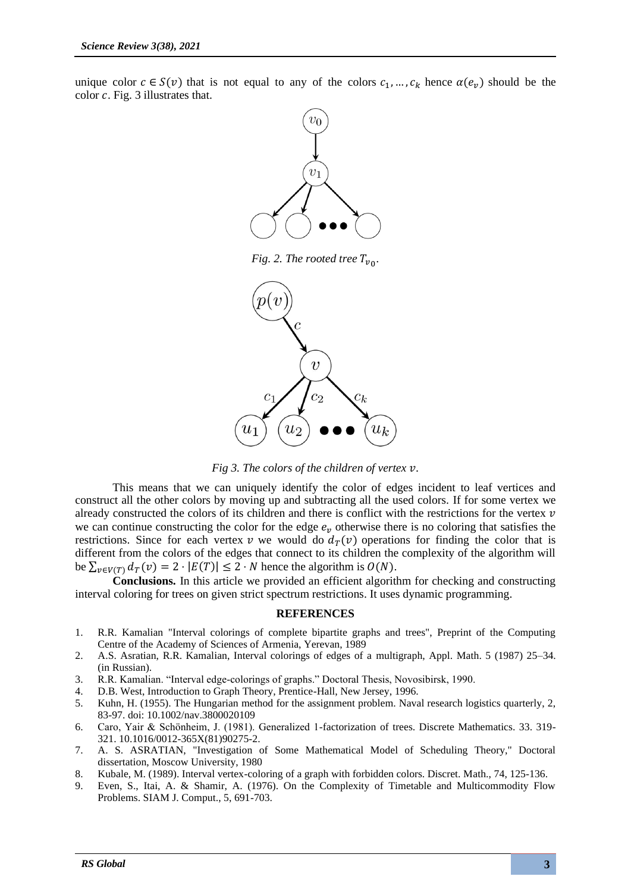unique color $c \in S(v)$ that is not equal to any of the colors $c_1, \ldots, c_k$ hence $\alpha(e_v)$ should be the color $c$. Fig. 3 illustrates that.

*Fig. 2. The rooted tree $T_{v_0}$.*

*Fig 3. The colors of the children of vertex $v$.*

This means that we can uniquely identify the color of edges incident to leaf vertices and construct all the other colors by moving up and subtracting all the used colors. If for some vertex we already constructed the colors of its children and there is conflict with the restrictions for the vertex $v$ we can continue constructing the color for the edge $e_v$ otherwise there is no coloring that satisfies the restrictions. Since for each vertex $v$ we would do $d_T(v)$ operations for finding the color that is different from the colors of the edges that connect to its children the complexity of the algorithm will be $\sum_{v \in V(T)} d_T(v) = 2 \cdot |E(T)| \leq 2 \cdot N$ hence the algorithm is $O(N)$.

**Conclusions.** In this article we provided an efficient algorithm for checking and constructing interval coloring for trees on given strict spectrum restrictions. It uses dynamic programming.

## REFERENCES

1. R.R. Kamalian "Interval colorings of complete bipartite graphs and trees", Preprint of the Computing Centre of the Academy of Sciences of Armenia, Yerevan, 1989
2. A.S. Asratian, R.R. Kamalian, Interval colorings of edges of a multigraph, Appl. Math. 5 (1987) 25–34. (in Russian).
3. R.R. Kamalian. "Interval edge-colorings of graphs." Doctoral Thesis, Novosibirsk, 1990.
4. D.B. West, Introduction to Graph Theory, Prentice-Hall, New Jersey, 1996.
5. Kuhn, H. (1955). The Hungarian method for the assignment problem. Naval research logistics quarterly, 2, 83-97. doi: 10.1002/nav.3800020109
6. Caro, Yair & Schönheim, J. (1981). Generalized 1-factorization of trees. Discrete Mathematics. 33. 319-321. 10.1016/0012-365X(81)90275-2.
7. A. S. ASRATIAN, "Investigation of Some Mathematical Model of Scheduling Theory," Doctoral dissertation, Moscow University, 1980
8. Kubale, M. (1989). Interval vertex-coloring of a graph with forbidden colors. Discret. Math., 74, 125-136.
9. Even, S., Itai, A. & Shamir, A. (1976). On the Complexity of Timetable and Multicommodity Flow Problems. SIAM J. Comput., 5, 691-703.